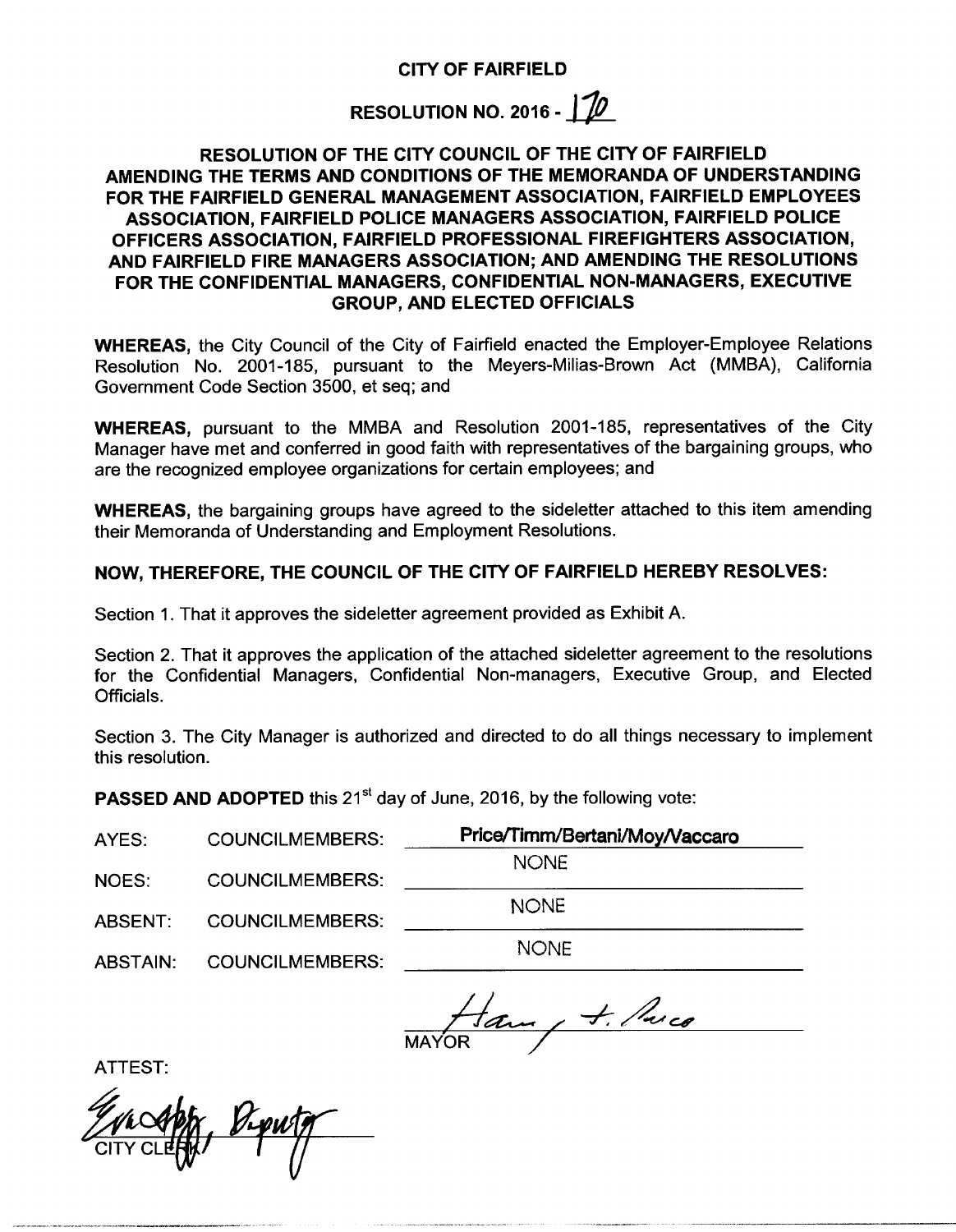# CITY OF FAIRFIELD

## RESOLUTION NO. 2016 - 170

## RESOLUTION OF THE CITY COUNCIL OF THE CITY OF FAIRFIELD AMENDING THE TERMS AND CONDITIONS OF THE MEMORANDA OF UNDERSTANDING FOR THE FAIRFIELD GENERAL MANAGEMENT ASSOCIATION, FAIRFIELD EMPLOYEES ASSOCIATION, FAIRFIELD POLICE MANAGERS ASSOCIATION, FAIRFIELD POLICE OFFICERS ASSOCIATION, FAIRFIELD PROFESSIONAL FIREFIGHTERS ASSOCIATION, AND FAIRFIELD FIRE MANAGERS ASSOCIATION; AND AMENDING THE RESOLUTIONS FOR THE CONFIDENTIAL MANAGERS, CONFIDENTIAL NON-MANAGERS, EXECUTIVE GROUP, AND ELECTED OFFICIALS

**WHEREAS,** the City Council of the City of Fairfield enacted the Employer-Employee Relations Resolution No. 2001-185, pursuant to the Meyers-Milias-Brown Act (MMBA), California Government Code Section 3500, et seq; and

**WHEREAS,** pursuant to the MMBA and Resolution 2001-185, representatives of the City Manager have met and conferred in good faith with representatives of the bargaining groups, who are the recognized employee organizations for certain employees; and

**WHEREAS,** the bargaining groups have agreed to the sideletter attached to this item amending their Memoranda of Understanding and Employment Resolutions.

**NOW, THEREFORE, THE COUNCIL OF THE CITY OF FAIRFIELD HEREBY RESOLVES:**

Section 1. That it approves the sideletter agreement provided as Exhibit A.

Section 2. That it approves the application of the attached sideletter agreement to the resolutions for the Confidential Managers, Confidential Non-managers, Executive Group, and Elected Officials.

Section 3. The City Manager is authorized and directed to do all things necessary to implement this resolution.

**PASSED AND ADOPTED** this 21st day of June, 2016, by the following vote:

| | | |
|---|---|---|
| AYES: | COUNCILMEMBERS: | **Price/Timm/Bertani/Moy/Vaccaro** |
| NOES: | COUNCILMEMBERS: | NONE |
| ABSENT: | COUNCILMEMBERS: | NONE |
| ABSTAIN: | COUNCILMEMBERS: | NONE |

Harry T. Price
MAYOR

ATTEST:

Deputy
CITY CLERK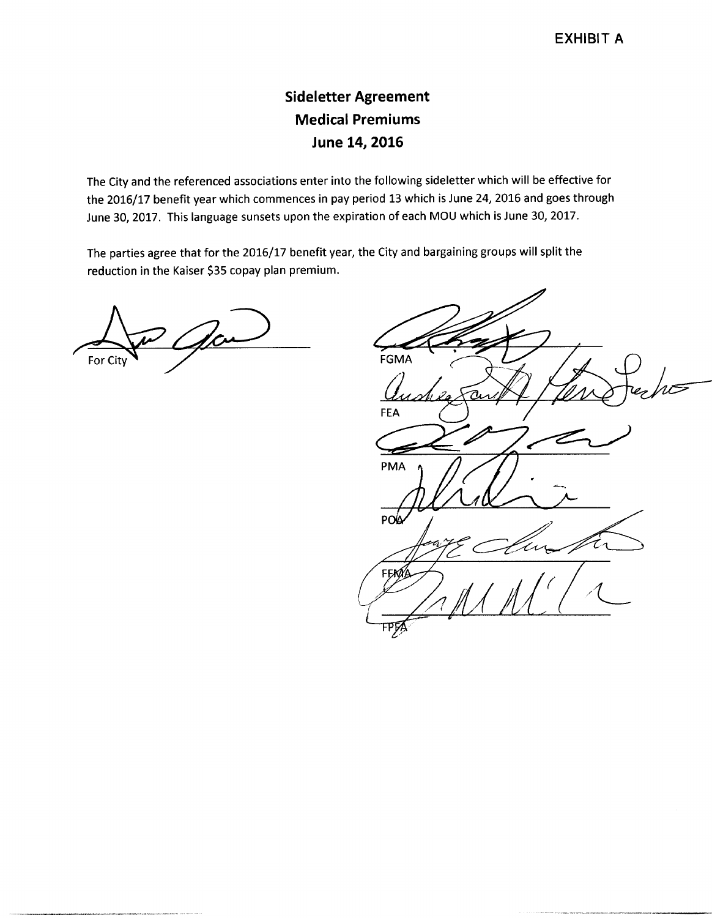EXHIBIT A

# Sideletter Agreement
# Medical Premiums
# June 14, 2016

The City and the referenced associations enter into the following sideletter which will be effective for the 2016/17 benefit year which commences in pay period 13 which is June 24, 2016 and goes through June 30, 2017. This language sunsets upon the expiration of each MOU which is June 30, 2017.

The parties agree that for the 2016/17 benefit year, the City and bargaining groups will split the reduction in the Kaiser $35 copay plan premium.

For City

FGMA

FEA

PMA

POA

FFMA

FPFA